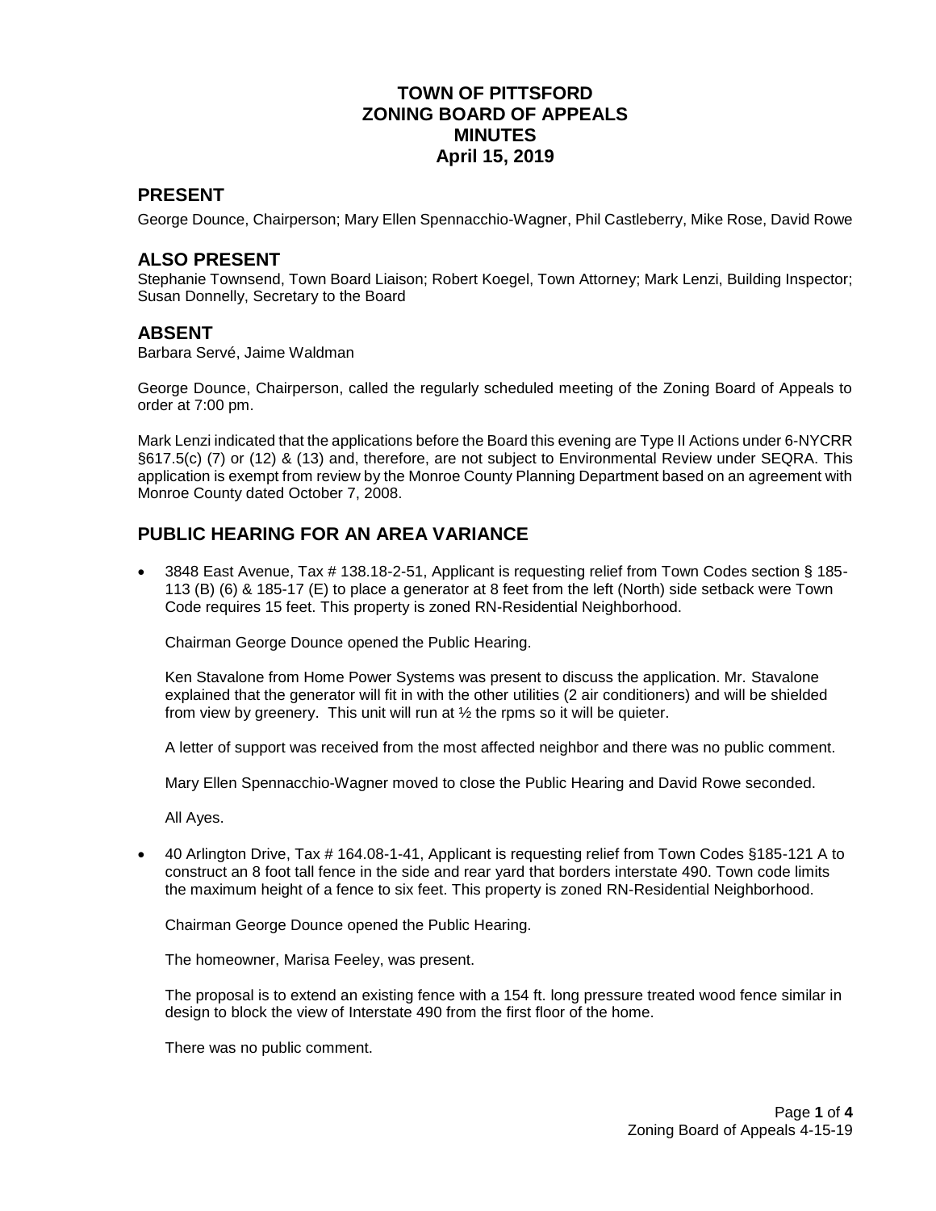# TOWN OF PITTSFORD
# ZONING BOARD OF APPEALS
# MINUTES
# April 15, 2019

## PRESENT

George Dounce, Chairperson; Mary Ellen Spennacchio-Wagner, Phil Castleberry, Mike Rose, David Rowe

## ALSO PRESENT

Stephanie Townsend, Town Board Liaison; Robert Koegel, Town Attorney; Mark Lenzi, Building Inspector; Susan Donnelly, Secretary to the Board

## ABSENT

Barbara Servé, Jaime Waldman

George Dounce, Chairperson, called the regularly scheduled meeting of the Zoning Board of Appeals to order at 7:00 pm.

Mark Lenzi indicated that the applications before the Board this evening are Type II Actions under 6-NYCRR §617.5(c) (7) or (12) & (13) and, therefore, are not subject to Environmental Review under SEQRA. This application is exempt from review by the Monroe County Planning Department based on an agreement with Monroe County dated October 7, 2008.

## PUBLIC HEARING FOR AN AREA VARIANCE

- 3848 East Avenue, Tax # 138.18-2-51, Applicant is requesting relief from Town Codes section § 185-113 (B) (6) & 185-17 (E) to place a generator at 8 feet from the left (North) side setback were Town Code requires 15 feet. This property is zoned RN-Residential Neighborhood.

  Chairman George Dounce opened the Public Hearing.

  Ken Stavalone from Home Power Systems was present to discuss the application. Mr. Stavalone explained that the generator will fit in with the other utilities (2 air conditioners) and will be shielded from view by greenery. This unit will run at ½ the rpms so it will be quieter.

  A letter of support was received from the most affected neighbor and there was no public comment.

  Mary Ellen Spennacchio-Wagner moved to close the Public Hearing and David Rowe seconded.

  All Ayes.

- 40 Arlington Drive, Tax # 164.08-1-41, Applicant is requesting relief from Town Codes §185-121 A to construct an 8 foot tall fence in the side and rear yard that borders interstate 490. Town code limits the maximum height of a fence to six feet. This property is zoned RN-Residential Neighborhood.

  Chairman George Dounce opened the Public Hearing.

  The homeowner, Marisa Feeley, was present.

  The proposal is to extend an existing fence with a 154 ft. long pressure treated wood fence similar in design to block the view of Interstate 490 from the first floor of the home.

  There was no public comment.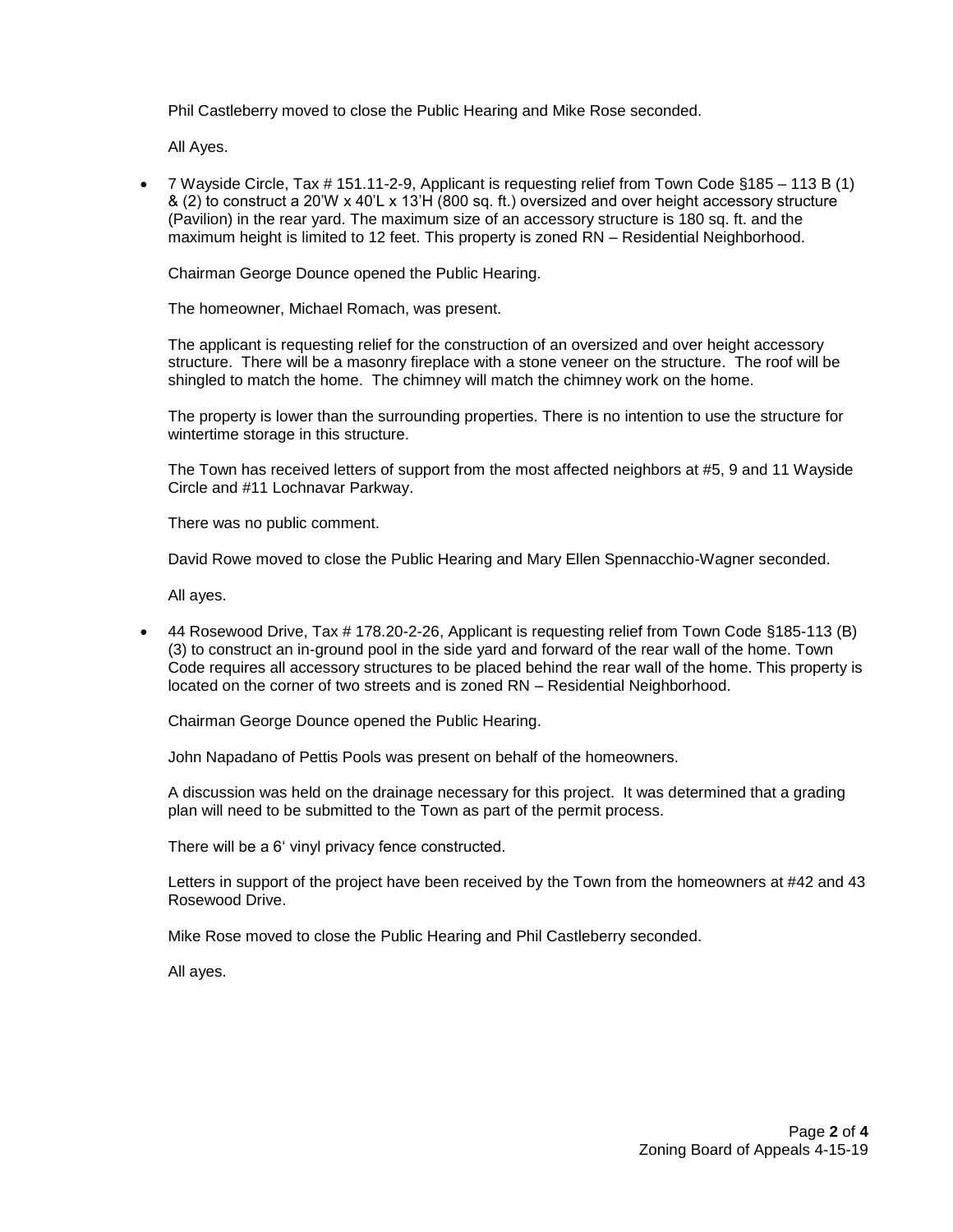Phil Castleberry moved to close the Public Hearing and Mike Rose seconded.

All Ayes.

- 7 Wayside Circle, Tax # 151.11-2-9, Applicant is requesting relief from Town Code §185 – 113 B (1) & (2) to construct a 20'W x 40'L x 13'H (800 sq. ft.) oversized and over height accessory structure (Pavilion) in the rear yard. The maximum size of an accessory structure is 180 sq. ft. and the maximum height is limited to 12 feet. This property is zoned RN – Residential Neighborhood.

  Chairman George Dounce opened the Public Hearing.

  The homeowner, Michael Romach, was present.

  The applicant is requesting relief for the construction of an oversized and over height accessory structure. There will be a masonry fireplace with a stone veneer on the structure. The roof will be shingled to match the home. The chimney will match the chimney work on the home.

  The property is lower than the surrounding properties. There is no intention to use the structure for wintertime storage in this structure.

  The Town has received letters of support from the most affected neighbors at #5, 9 and 11 Wayside Circle and #11 Lochnavar Parkway.

  There was no public comment.

  David Rowe moved to close the Public Hearing and Mary Ellen Spennacchio-Wagner seconded.

  All ayes.

- 44 Rosewood Drive, Tax # 178.20-2-26, Applicant is requesting relief from Town Code §185-113 (B) (3) to construct an in-ground pool in the side yard and forward of the rear wall of the home. Town Code requires all accessory structures to be placed behind the rear wall of the home. This property is located on the corner of two streets and is zoned RN – Residential Neighborhood.

  Chairman George Dounce opened the Public Hearing.

  John Napadano of Pettis Pools was present on behalf of the homeowners.

  A discussion was held on the drainage necessary for this project. It was determined that a grading plan will need to be submitted to the Town as part of the permit process.

  There will be a 6' vinyl privacy fence constructed.

  Letters in support of the project have been received by the Town from the homeowners at #42 and 43 Rosewood Drive.

  Mike Rose moved to close the Public Hearing and Phil Castleberry seconded.

  All ayes.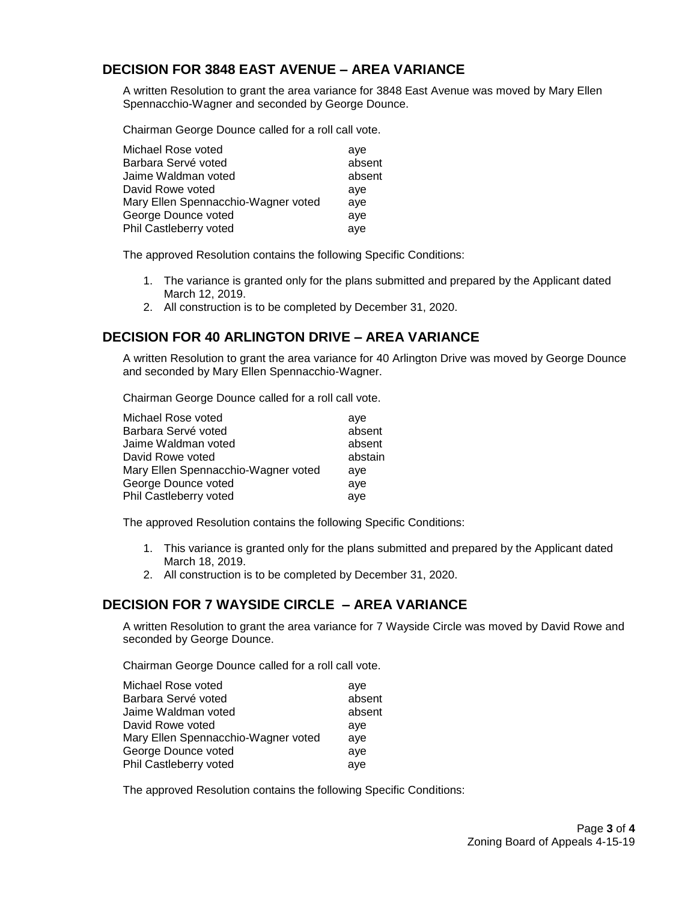## DECISION FOR 3848 EAST AVENUE – AREA VARIANCE

A written Resolution to grant the area variance for 3848 East Avenue was moved by Mary Ellen Spennacchio-Wagner and seconded by George Dounce.

Chairman George Dounce called for a roll call vote.

| | |
|---|---|
| Michael Rose voted | aye |
| Barbara Servé voted | absent |
| Jaime Waldman voted | absent |
| David Rowe voted | aye |
| Mary Ellen Spennacchio-Wagner voted | aye |
| George Dounce voted | aye |
| Phil Castleberry voted | aye |

The approved Resolution contains the following Specific Conditions:

1. The variance is granted only for the plans submitted and prepared by the Applicant dated March 12, 2019.
2. All construction is to be completed by December 31, 2020.

## DECISION FOR 40 ARLINGTON DRIVE – AREA VARIANCE

A written Resolution to grant the area variance for 40 Arlington Drive was moved by George Dounce and seconded by Mary Ellen Spennacchio-Wagner.

Chairman George Dounce called for a roll call vote.

| | |
|---|---|
| Michael Rose voted | aye |
| Barbara Servé voted | absent |
| Jaime Waldman voted | absent |
| David Rowe voted | abstain |
| Mary Ellen Spennacchio-Wagner voted | aye |
| George Dounce voted | aye |
| Phil Castleberry voted | aye |

The approved Resolution contains the following Specific Conditions:

1. This variance is granted only for the plans submitted and prepared by the Applicant dated March 18, 2019.
2. All construction is to be completed by December 31, 2020.

## DECISION FOR 7 WAYSIDE CIRCLE – AREA VARIANCE

A written Resolution to grant the area variance for 7 Wayside Circle was moved by David Rowe and seconded by George Dounce.

Chairman George Dounce called for a roll call vote.

| | |
|---|---|
| Michael Rose voted | aye |
| Barbara Servé voted | absent |
| Jaime Waldman voted | absent |
| David Rowe voted | aye |
| Mary Ellen Spennacchio-Wagner voted | aye |
| George Dounce voted | aye |
| Phil Castleberry voted | aye |

The approved Resolution contains the following Specific Conditions: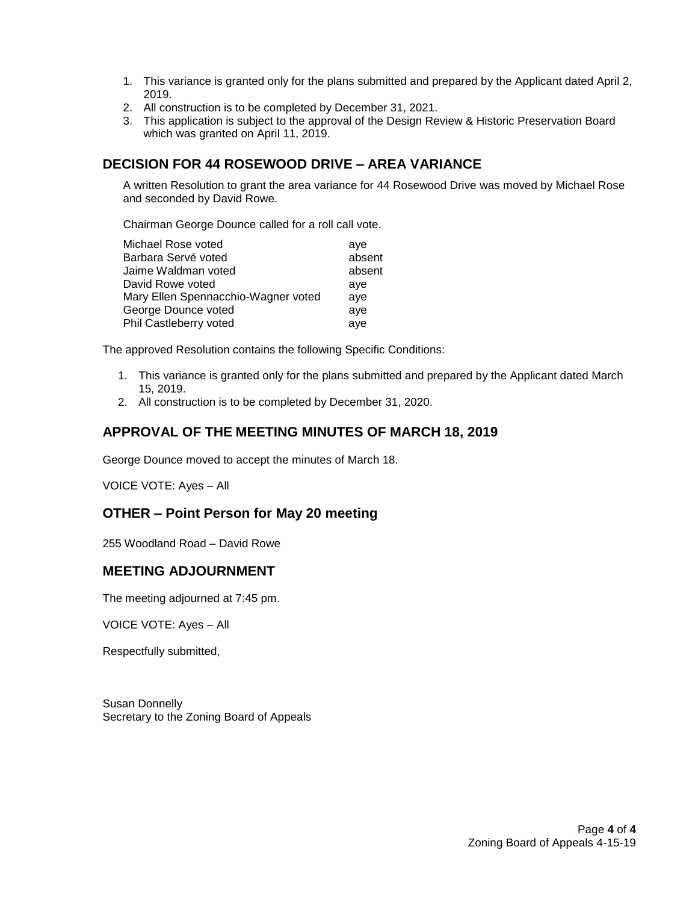1. This variance is granted only for the plans submitted and prepared by the Applicant dated April 2, 2019.
2. All construction is to be completed by December 31, 2021.
3. This application is subject to the approval of the Design Review & Historic Preservation Board which was granted on April 11, 2019.

## DECISION FOR 44 ROSEWOOD DRIVE – AREA VARIANCE

A written Resolution to grant the area variance for 44 Rosewood Drive was moved by Michael Rose and seconded by David Rowe.

Chairman George Dounce called for a roll call vote.

| | |
|---|---|
| Michael Rose voted | aye |
| Barbara Servé voted | absent |
| Jaime Waldman voted | absent |
| David Rowe voted | aye |
| Mary Ellen Spennacchio-Wagner voted | aye |
| George Dounce voted | aye |
| Phil Castleberry voted | aye |

The approved Resolution contains the following Specific Conditions:

1. This variance is granted only for the plans submitted and prepared by the Applicant dated March 15, 2019.
2. All construction is to be completed by December 31, 2020.

## APPROVAL OF THE MEETING MINUTES OF MARCH 18, 2019

George Dounce moved to accept the minutes of March 18.

VOICE VOTE: Ayes – All

## OTHER – Point Person for May 20 meeting

255 Woodland Road – David Rowe

## MEETING ADJOURNMENT

The meeting adjourned at 7:45 pm.

VOICE VOTE: Ayes – All

Respectfully submitted,

Susan Donnelly
Secretary to the Zoning Board of Appeals